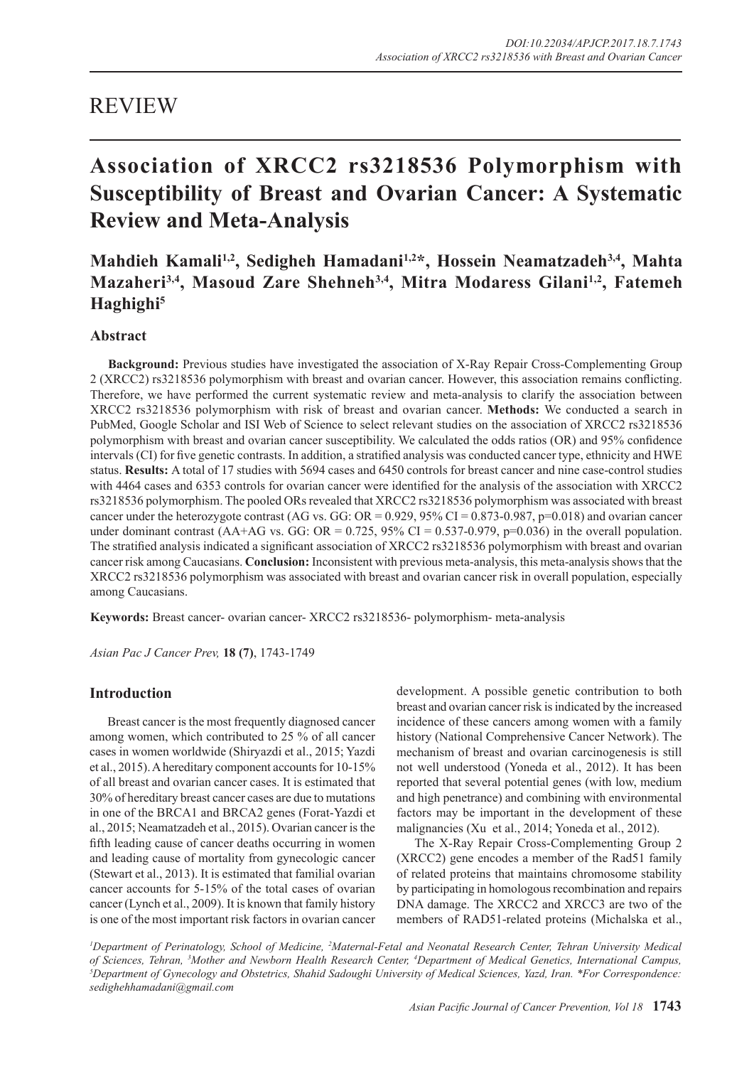REVIEW

# Association of XRCC2 rs3218536 Polymorphism with Susceptibility of Breast and Ovarian Cancer: A Systematic Review and Meta-Analysis

**Mahdieh Kamali[1,2], Sedigheh Hamadani[1,2]*, Hossein Neamatzadeh[3,4], Mahta Mazaheri[3,4], Masoud Zare Shehneh[3,4], Mitra Modaress Gilani[1,2], Fatemeh Haghighi[5]**

## Abstract

**Background:** Previous studies have investigated the association of X-Ray Repair Cross-Complementing Group 2 (XRCC2) rs3218536 polymorphism with breast and ovarian cancer. However, this association remains conflicting. Therefore, we have performed the current systematic review and meta-analysis to clarify the association between XRCC2 rs3218536 polymorphism with risk of breast and ovarian cancer. **Methods:** We conducted a search in PubMed, Google Scholar and ISI Web of Science to select relevant studies on the association of XRCC2 rs3218536 polymorphism with breast and ovarian cancer susceptibility. We calculated the odds ratios (OR) and 95% confidence intervals (CI) for five genetic contrasts. In addition, a stratified analysis was conducted cancer type, ethnicity and HWE status. **Results:** A total of 17 studies with 5694 cases and 6450 controls for breast cancer and nine case-control studies with 4464 cases and 6353 controls for ovarian cancer were identified for the analysis of the association with XRCC2 rs3218536 polymorphism. The pooled ORs revealed that XRCC2 rs3218536 polymorphism was associated with breast cancer under the heterozygote contrast (AG vs. GG: OR = 0.929, 95% CI = 0.873-0.987, p=0.018) and ovarian cancer under dominant contrast (AA+AG vs. GG: OR = 0.725, 95% CI = 0.537-0.979, p=0.036) in the overall population. The stratified analysis indicated a significant association of XRCC2 rs3218536 polymorphism with breast and ovarian cancer risk among Caucasians. **Conclusion:** Inconsistent with previous meta-analysis, this meta-analysis shows that the XRCC2 rs3218536 polymorphism was associated with breast and ovarian cancer risk in overall population, especially among Caucasians.

**Keywords:** Breast cancer- ovarian cancer- XRCC2 rs3218536- polymorphism- meta-analysis

## Introduction

Breast cancer is the most frequently diagnosed cancer among women, which contributed to 25 % of all cancer cases in women worldwide (Shiryazdi et al., 2015; Yazdi et al., 2015). A hereditary component accounts for 10-15% of all breast and ovarian cancer cases. It is estimated that 30% of hereditary breast cancer cases are due to mutations in one of the BRCA1 and BRCA2 genes (Forat-Yazdi et al., 2015; Neamatzadeh et al., 2015). Ovarian cancer is the fifth leading cause of cancer deaths occurring in women and leading cause of mortality from gynecologic cancer (Stewart et al., 2013). It is estimated that familial ovarian cancer accounts for 5-15% of the total cases of ovarian cancer (Lynch et al., 2009). It is known that family history is one of the most important risk factors in ovarian cancer development. A possible genetic contribution to both breast and ovarian cancer risk is indicated by the increased incidence of these cancers among women with a family history (National Comprehensive Cancer Network). The mechanism of breast and ovarian carcinogenesis is still not well understood (Yoneda et al., 2012). It has been reported that several potential genes (with low, medium and high penetrance) and combining with environmental factors may be important in the development of these malignancies (Xu et al., 2014; Yoneda et al., 2012).

The X-Ray Repair Cross-Complementing Group 2 (XRCC2) gene encodes a member of the Rad51 family of related proteins that maintains chromosome stability by participating in homologous recombination and repairs DNA damage. The XRCC2 and XRCC3 are two of the members of RAD51-related proteins (Michalska et al.,

[1]Department of Perinatology, School of Medicine, [2]Maternal-Fetal and Neonatal Research Center, Tehran University Medical of Sciences, Tehran, [3]Mother and Newborn Health Research Center, [4]Department of Medical Genetics, International Campus, [5]Department of Gynecology and Obstetrics, Shahid Sadoughi University of Medical Sciences, Yazd, Iran. *For Correspondence: sedighehhamadani@gmail.com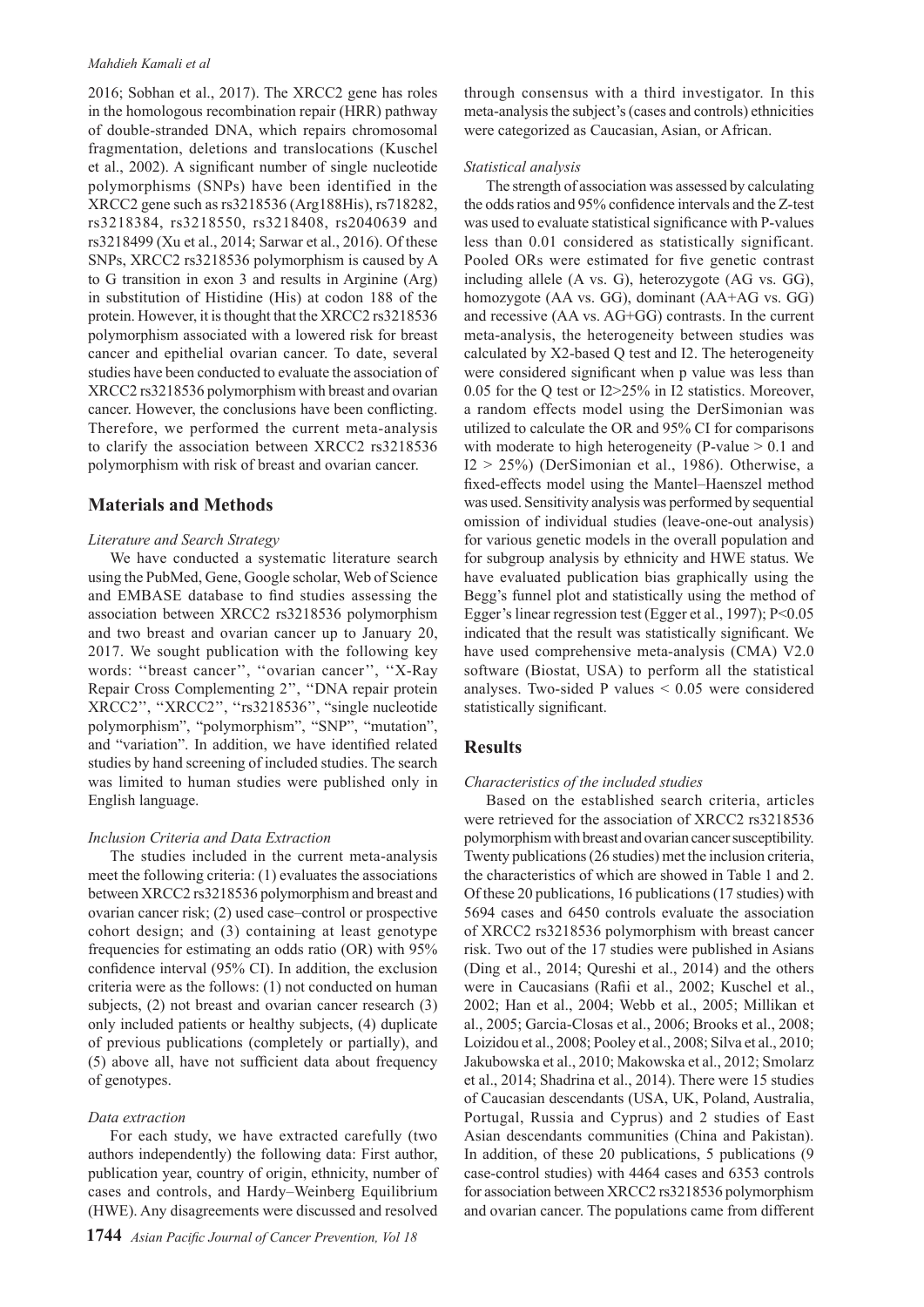2016; Sobhan et al., 2017). The XRCC2 gene has roles in the homologous recombination repair (HRR) pathway of double-stranded DNA, which repairs chromosomal fragmentation, deletions and translocations (Kuschel et al., 2002). A significant number of single nucleotide polymorphisms (SNPs) have been identified in the XRCC2 gene such as rs3218536 (Arg188His), rs718282, rs3218384, rs3218550, rs3218408, rs2040639 and rs3218499 (Xu et al., 2014; Sarwar et al., 2016). Of these SNPs, XRCC2 rs3218536 polymorphism is caused by A to G transition in exon 3 and results in Arginine (Arg) in substitution of Histidine (His) at codon 188 of the protein. However, it is thought that the XRCC2 rs3218536 polymorphism associated with a lowered risk for breast cancer and epithelial ovarian cancer. To date, several studies have been conducted to evaluate the association of XRCC2 rs3218536 polymorphism with breast and ovarian cancer. However, the conclusions have been conflicting. Therefore, we performed the current meta-analysis to clarify the association between XRCC2 rs3218536 polymorphism with risk of breast and ovarian cancer.

## Materials and Methods

*Literature and Search Strategy*

We have conducted a systematic literature search using the PubMed, Gene, Google scholar, Web of Science and EMBASE database to find studies assessing the association between XRCC2 rs3218536 polymorphism and two breast and ovarian cancer up to January 20, 2017. We sought publication with the following key words: ''breast cancer'', ''ovarian cancer'', ''X-Ray Repair Cross Complementing 2'', ''DNA repair protein XRCC2'', ''XRCC2'', ''rs3218536'', "single nucleotide polymorphism", "polymorphism", "SNP", "mutation", and "variation". In addition, we have identified related studies by hand screening of included studies. The search was limited to human studies were published only in English language.

*Inclusion Criteria and Data Extraction*

The studies included in the current meta-analysis meet the following criteria: (1) evaluates the associations between XRCC2 rs3218536 polymorphism and breast and ovarian cancer risk; (2) used case–control or prospective cohort design; and (3) containing at least genotype frequencies for estimating an odds ratio (OR) with 95% confidence interval (95% CI). In addition, the exclusion criteria were as the follows: (1) not conducted on human subjects, (2) not breast and ovarian cancer research (3) only included patients or healthy subjects, (4) duplicate of previous publications (completely or partially), and (5) above all, have not sufficient data about frequency of genotypes.

*Data extraction*

For each study, we have extracted carefully (two authors independently) the following date: First author, publication year, country of origin, ethnicity, number of cases and controls, and Hardy–Weinberg Equilibrium (HWE). Any disagreements were discussed and resolved through consensus with a third investigator. In this meta-analysis the subject's (cases and controls) ethnicities were categorized as Caucasian, Asian, or African.

*Statistical analysis*

The strength of association was assessed by calculating the odds ratios and 95% confidence intervals and the Z-test was used to evaluate statistical significance with P-values less than 0.01 considered as statistically significant. Pooled ORs were estimated for five genetic contrast including allele (A vs. G), heterozygote (AG vs. GG), homozygote (AA vs. GG), dominant (AA+AG vs. GG) and recessive (AA vs. AG+GG) contrasts. In the current meta-analysis, the heterogeneity between studies was calculated by X2-based Q test and I2. The heterogeneity were considered significant when p value was less than 0.05 for the Q test or I2>25% in I2 statistics. Moreover, a random effects model using the DerSimonian was utilized to calculate the OR and 95% CI for comparisons with moderate to high heterogeneity (P-value > 0.1 and I2 > 25%) (DerSimonian et al., 1986). Otherwise, a fixed-effects model using the Mantel–Haenszel method was used. Sensitivity analysis was performed by sequential omission of individual studies (leave-one-out analysis) for various genetic models in the overall population and for subgroup analysis by ethnicity and HWE status. We have evaluated publication bias graphically using the Begg's funnel plot and statistically using the method of Egger's linear regression test (Egger et al., 1997); P<0.05 indicated that the result was statistically significant. We have used comprehensive meta-analysis (CMA) V2.0 software (Biostat, USA) to perform all the statistical analyses. Two-sided P values < 0.05 were considered statistically significant.

## Results

*Characteristics of the included studies*

Based on the established search criteria, articles were retrieved for the association of XRCC2 rs3218536 polymorphism with breast and ovarian cancer susceptibility. Twenty publications (26 studies) met the inclusion criteria, the characteristics of which are showed in Table 1 and 2. Of these 20 publications, 16 publications (17 studies) with 5694 cases and 6450 controls evaluate the association of XRCC2 rs3218536 polymorphism with breast cancer risk. Two out of the 17 studies were published in Asians (Ding et al., 2014; Qureshi et al., 2014) and the others were in Caucasians (Rafii et al., 2002; Kuschel et al., 2002; Han et al., 2004; Webb et al., 2005; Millikan et al., 2005; Garcia-Closas et al., 2006; Brooks et al., 2008; Loizidou et al., 2008; Pooley et al., 2008; Silva et al., 2010; Jakubowska et al., 2010; Makowska et al., 2012; Smolarz et al., 2014; Shadrina et al., 2014). There were 15 studies of Caucasian descendants (USA, UK, Poland, Australia, Portugal, Russia and Cyprus) and 2 studies of East Asian descendants communities (China and Pakistan). In addition, of these 20 publications, 5 publications (9 case-control studies) with 4464 cases and 6353 controls for association between XRCC2 rs3218536 polymorphism and ovarian cancer. The populations came from different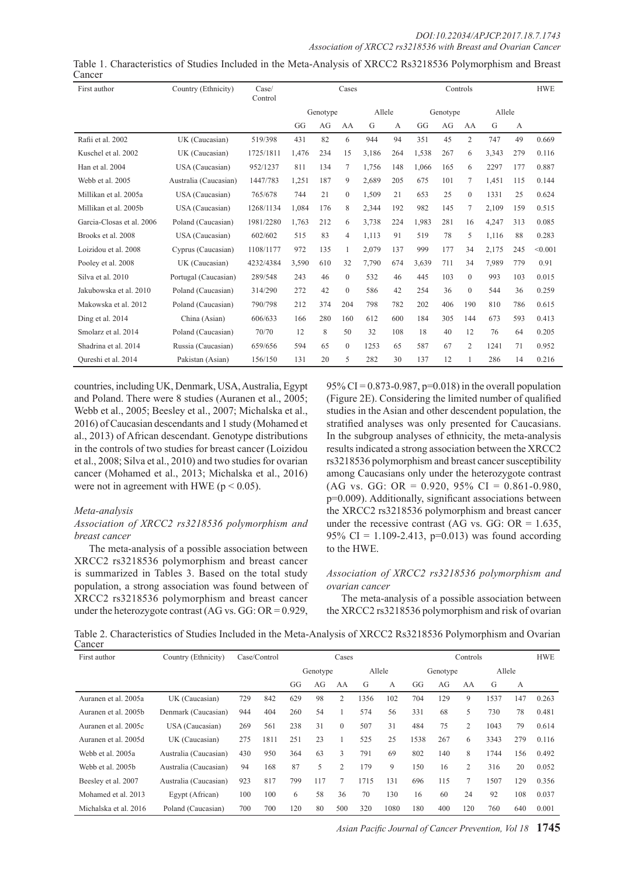Table 1. Characteristics of Studies Included in the Meta-Analysis of XRCC2 Rs3218536 Polymorphism and Breast Cancer

| First author | Country (Ethnicity) | Case/ Control | Cases | | | | | Controls | | | | | HWE |
|---|---|---|---|---|---|---|---|---|---|---|---|---|---|
| | | | Genotype | | | Allele | | Genotype | | | Allele | | |
| | | | GG | AG | AA | G | A | GG | AG | AA | G | A | |
| Rafii et al. 2002 | UK (Caucasian) | 519/398 | 431 | 82 | 6 | 944 | 94 | 351 | 45 | 2 | 747 | 49 | 0.669 |
| Kuschel et al. 2002 | UK (Caucasian) | 1725/1811 | 1,476 | 234 | 15 | 3,186 | 264 | 1,538 | 267 | 6 | 3,343 | 279 | 0.116 |
| Han et al. 2004 | USA (Caucasian) | 952/1237 | 811 | 134 | 7 | 1,756 | 148 | 1,066 | 165 | 6 | 2297 | 177 | 0.887 |
| Webb et al. 2005 | Australia (Caucasian) | 1447/783 | 1,251 | 187 | 9 | 2,689 | 205 | 675 | 101 | 7 | 1,451 | 115 | 0.144 |
| Millikan et al. 2005a | USA (Caucasian) | 765/678 | 744 | 21 | 0 | 1,509 | 21 | 653 | 25 | 0 | 1331 | 25 | 0.624 |
| Millikan et al. 2005b | USA (Caucasian) | 1268/1134 | 1,084 | 176 | 8 | 2,344 | 192 | 982 | 145 | 7 | 2,109 | 159 | 0.515 |
| Garcia-Closas et al. 2006 | Poland (Caucasian) | 1981/2280 | 1,763 | 212 | 6 | 3,738 | 224 | 1,983 | 281 | 16 | 4,247 | 313 | 0.085 |
| Brooks et al. 2008 | USA (Caucasian) | 602/602 | 515 | 83 | 4 | 1,113 | 91 | 519 | 78 | 5 | 1,116 | 88 | 0.283 |
| Loizidou et al. 2008 | Cyprus (Caucasian) | 1108/1177 | 972 | 135 | 1 | 2,079 | 137 | 999 | 177 | 34 | 2,175 | 245 | <0.001 |
| Pooley et al. 2008 | UK (Caucasian) | 4232/4384 | 3,590 | 610 | 32 | 7,790 | 674 | 3,639 | 711 | 34 | 7,989 | 779 | 0.91 |
| Silva et al. 2010 | Portugal (Caucasian) | 289/548 | 243 | 46 | 0 | 532 | 46 | 445 | 103 | 0 | 993 | 103 | 0.015 |
| Jakubowska et al. 2010 | Poland (Caucasian) | 314/290 | 272 | 42 | 0 | 586 | 42 | 254 | 36 | 0 | 544 | 36 | 0.259 |
| Makowska et al. 2012 | Poland (Caucasian) | 790/798 | 212 | 374 | 204 | 798 | 782 | 202 | 406 | 190 | 810 | 786 | 0.615 |
| Ding et al. 2014 | China (Asian) | 606/633 | 166 | 280 | 160 | 612 | 600 | 184 | 305 | 144 | 673 | 593 | 0.413 |
| Smolarz et al. 2014 | Poland (Caucasian) | 70/70 | 12 | 8 | 50 | 32 | 108 | 18 | 40 | 12 | 76 | 64 | 0.205 |
| Shadrina et al. 2014 | Russia (Caucasian) | 659/656 | 594 | 65 | 0 | 1253 | 65 | 587 | 67 | 2 | 1241 | 71 | 0.952 |
| Qureshi et al. 2014 | Pakistan (Asian) | 156/150 | 131 | 20 | 5 | 282 | 30 | 137 | 12 | 1 | 286 | 14 | 0.216 |

countries, including UK, Denmark, USA, Australia, Egypt and Poland. There were 8 studies (Auranen et al., 2005; Webb et al., 2005; Beesley et al., 2007; Michalska et al., 2016) of Caucasian descendants and 1 study (Mohamed et al., 2013) of African descendant. Genotype distributions in the controls of two studies for breast cancer (Loizidou et al., 2008; Silva et al., 2010) and two studies for ovarian cancer (Mohamed et al., 2013; Michalska et al., 2016) were not in agreement with HWE ($p < 0.05$).

### *Meta-analysis*

#### *Association of XRCC2 rs3218536 polymorphism and breast cancer*

The meta-analysis of a possible association between XRCC2 rs3218536 polymorphism and breast cancer is summarized in Tables 3. Based on the total study population, a strong association was found between of XRCC2 rs3218536 polymorphism and breast cancer under the heterozygote contrast (AG vs. GG: OR = 0.929, 95% CI = 0.873-0.987, p=0.018) in the overall population (Figure 2E). Considering the limited number of qualified studies in the Asian and other descendent population, the stratified analyses was only presented for Caucasians. In the subgroup analyses of ethnicity, the meta-analysis results indicated a strong association between the XRCC2 rs3218536 polymorphism and breast cancer susceptibility among Caucasians only under the heterozygote contrast (AG vs. GG: OR = 0.920, 95% CI = 0.861-0.980, p=0.009). Additionally, significant associations between the XRCC2 rs3218536 polymorphism and breast cancer under the recessive contrast (AG vs. GG: OR = 1.635, 95% CI = 1.109-2.413, p=0.013) was found according to the HWE.

#### *Association of XRCC2 rs3218536 polymorphism and ovarian cancer*

The meta-analysis of a possible association between the XRCC2 rs3218536 polymorphism and risk of ovarian

Table 2. Characteristics of Studies Included in the Meta-Analysis of XRCC2 Rs3218536 Polymorphism and Ovarian Cancer

| First author | Country (Ethnicity) | Case/Control | | Cases | | | | | Controls | | | | | HWE |
|---|---|---|---|---|---|---|---|---|---|---|---|---|---|---|
| | | | | Genotype | | | Allele | | Genotype | | | Allele | | |
| | | | | GG | AG | AA | G | A | GG | AG | AA | G | A | |
| Auranen et al. 2005a | UK (Caucasian) | 729 | 842 | 629 | 98 | 2 | 1356 | 102 | 704 | 129 | 9 | 1537 | 147 | 0.263 |
| Auranen et al. 2005b | Denmark (Caucasian) | 944 | 404 | 260 | 54 | 1 | 574 | 56 | 331 | 68 | 5 | 730 | 78 | 0.481 |
| Auranen et al. 2005c | USA (Caucasian) | 269 | 561 | 238 | 31 | 0 | 507 | 31 | 484 | 75 | 2 | 1043 | 79 | 0.614 |
| Auranen et al. 2005d | UK (Caucasian) | 275 | 1811 | 251 | 23 | 1 | 525 | 25 | 1538 | 267 | 6 | 3343 | 279 | 0.116 |
| Webb et al. 2005a | Australia (Caucasian) | 430 | 950 | 364 | 63 | 3 | 791 | 69 | 802 | 140 | 8 | 1744 | 156 | 0.492 |
| Webb et al. 2005b | Australia (Caucasian) | 94 | 168 | 87 | 5 | 2 | 179 | 9 | 150 | 16 | 2 | 316 | 20 | 0.052 |
| Beesley et al. 2007 | Australia (Caucasian) | 923 | 817 | 799 | 117 | 7 | 1715 | 131 | 696 | 115 | 7 | 1507 | 129 | 0.356 |
| Mohamed et al. 2013 | Egypt (African) | 100 | 100 | 6 | 58 | 36 | 70 | 130 | 16 | 60 | 24 | 92 | 108 | 0.037 |
| Michalska et al. 2016 | Poland (Caucasian) | 700 | 700 | 120 | 80 | 500 | 320 | 1080 | 180 | 400 | 120 | 760 | 640 | 0.001 |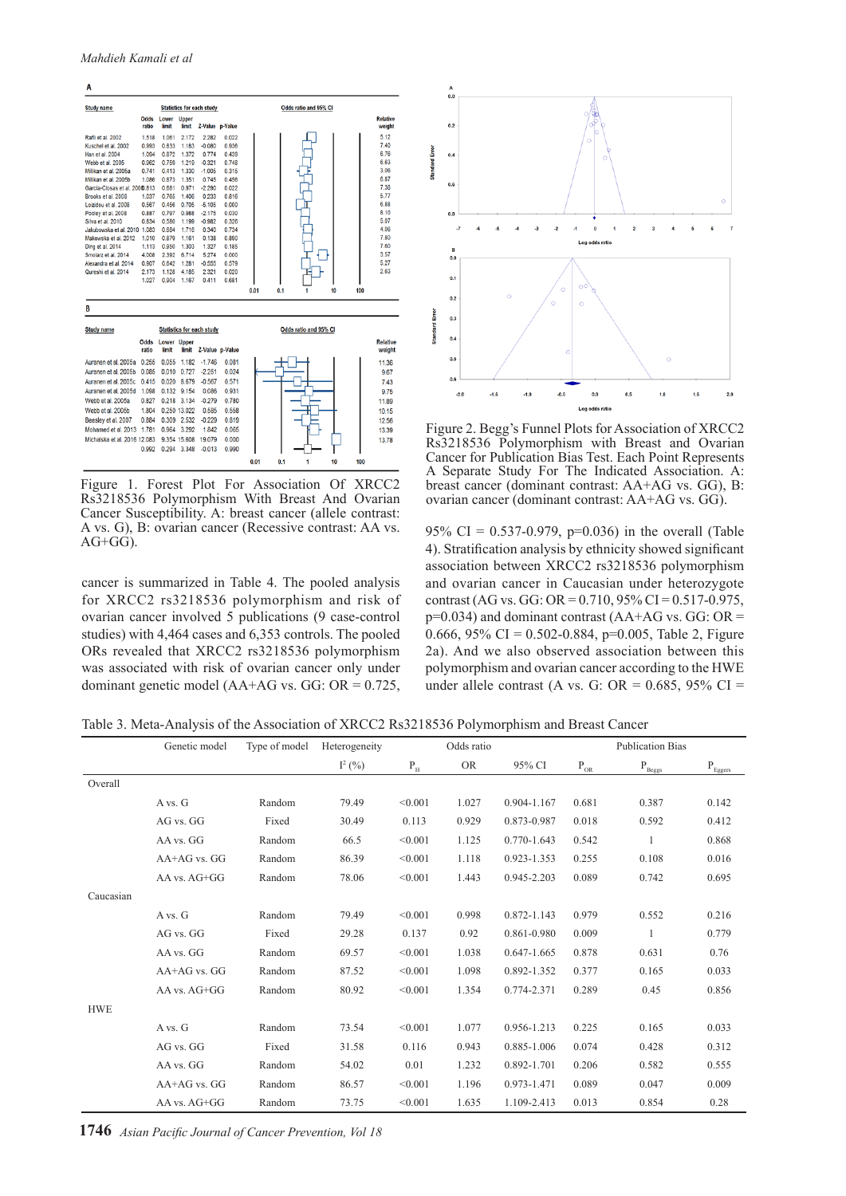Figure 1. Forest Plot For Association Of XRCC2 Rs3218536 Polymorphism With Breast And Ovarian Cancer Susceptibility. A: breast cancer (allele contrast: A vs. G), B: ovarian cancer (Recessive contrast: AA vs. AG+GG).

Figure 2. Begg's Funnel Plots for Association of XRCC2 Rs3218536 Polymorphism with Breast and Ovarian Cancer for Publication Bias Test. Each Point Represents A Separate Study For The Indicated Association. A: breast cancer (dominant contrast: AA+AG vs. GG), B: ovarian cancer (dominant contrast: AA+AG vs. GG).

cancer is summarized in Table 4. The pooled analysis for XRCC2 rs3218536 polymorphism and risk of ovarian cancer involved 5 publications (9 case-control studies) with 4,464 cases and 6,353 controls. The pooled ORs revealed that XRCC2 rs3218536 polymorphism was associated with risk of ovarian cancer only under dominant genetic model (AA+AG vs. GG: OR = 0.725, 95% CI = 0.537-0.979, p=0.036) in the overall (Table 4). Stratification analysis by ethnicity showed significant association between XRCC2 rs3218536 polymorphism and ovarian cancer in Caucasian under heterozygote contrast (AG vs. GG: OR = 0.710, 95% CI = 0.517-0.975, p=0.034) and dominant contrast (AA+AG vs. GG: OR = 0.666, 95% CI = 0.502-0.884, p=0.005, Table 2, Figure 2a). And we also observed association between this polymorphism and ovarian cancer according to the HWE under allele contrast (A vs. G: OR = 0.685, 95% CI =

Table 3. Meta-Analysis of the Association of XRCC2 Rs3218536 Polymorphism and Breast Cancer

| | Genetic model | Type of model | Heterogeneity | | Odds ratio | | | Publication Bias | |
|---|---|---|---|---|---|---|---|---|---|
| | | | $I^2$ (%) | $P_H$ | OR | 95% CI | $P_{OR}$ | $P_{Beggs}$ | $P_{Eggers}$ |
| Overall | | | | | | | | | |
| | A vs. G | Random | 79.49 | <0.001 | 1.027 | 0.904-1.167 | 0.681 | 0.387 | 0.142 |
| | AG vs. GG | Fixed | 30.49 | 0.113 | 0.929 | 0.873-0.987 | 0.018 | 0.592 | 0.412 |
| | AA vs. GG | Random | 66.5 | <0.001 | 1.125 | 0.770-1.643 | 0.542 | 1 | 0.868 |
| | AA+AG vs. GG | Random | 86.39 | <0.001 | 1.118 | 0.923-1.353 | 0.255 | 0.108 | 0.016 |
| | AA vs. AG+GG | Random | 78.06 | <0.001 | 1.443 | 0.945-2.203 | 0.089 | 0.742 | 0.695 |
| Caucasian | | | | | | | | | |
| | A vs. G | Random | 79.49 | <0.001 | 0.998 | 0.872-1.143 | 0.979 | 0.552 | 0.216 |
| | AG vs. GG | Fixed | 29.28 | 0.137 | 0.92 | 0.861-0.980 | 0.009 | 1 | 0.779 |
| | AA vs. GG | Random | 69.57 | <0.001 | 1.038 | 0.647-1.665 | 0.878 | 0.631 | 0.76 |
| | AA+AG vs. GG | Random | 87.52 | <0.001 | 1.098 | 0.892-1.352 | 0.377 | 0.165 | 0.033 |
| | AA vs. AG+GG | Random | 80.92 | <0.001 | 1.354 | 0.774-2.371 | 0.289 | 0.45 | 0.856 |
| HWE | | | | | | | | | |
| | A vs. G | Random | 73.54 | <0.001 | 1.077 | 0.956-1.213 | 0.225 | 0.165 | 0.033 |
| | AG vs. GG | Fixed | 31.58 | 0.116 | 0.943 | 0.885-1.006 | 0.074 | 0.428 | 0.312 |
| | AA vs. GG | Random | 54.02 | 0.01 | 1.232 | 0.892-1.701 | 0.206 | 0.582 | 0.555 |
| | AA+AG vs. GG | Random | 86.57 | <0.001 | 1.196 | 0.973-1.471 | 0.089 | 0.047 | 0.009 |
| | AA vs. AG+GG | Random | 73.75 | <0.001 | 1.635 | 1.109-2.413 | 0.013 | 0.854 | 0.28 |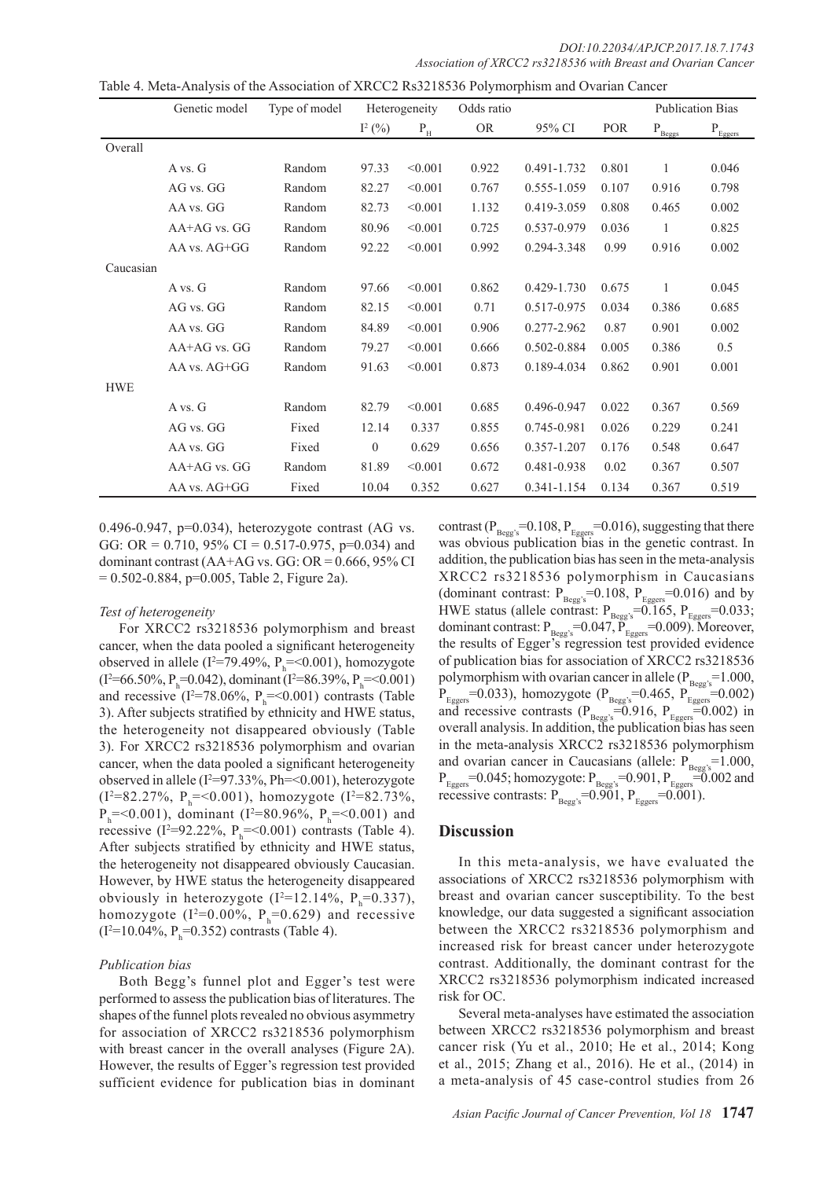Table 4. Meta-Analysis of the Association of XRCC2 Rs3218536 Polymorphism and Ovarian Cancer

| | Genetic model | Type of model | Heterogeneity | | Odds ratio | | | Publication Bias | |
|---|---|---|---|---|---|---|---|---|---|
| | | | $I^2$ (%) | $P_H$ | OR | 95% CI | POR | $P_{Beggs}$ | $P_{Eggers}$ |
| Overall | | | | | | | | | |
| | A vs. G | Random | 97.33 | <0.001 | 0.922 | 0.491-1.732 | 0.801 | 1 | 0.046 |
| | AG vs. GG | Random | 82.27 | <0.001 | 0.767 | 0.555-1.059 | 0.107 | 0.916 | 0.798 |
| | AA vs. GG | Random | 82.73 | <0.001 | 1.132 | 0.419-3.059 | 0.808 | 0.465 | 0.002 |
| | AA+AG vs. GG | Random | 80.96 | <0.001 | 0.725 | 0.537-0.979 | 0.036 | 1 | 0.825 |
| | AA vs. AG+GG | Random | 92.22 | <0.001 | 0.992 | 0.294-3.348 | 0.99 | 0.916 | 0.002 |
| Caucasian | | | | | | | | | |
| | A vs. G | Random | 97.66 | <0.001 | 0.862 | 0.429-1.730 | 0.675 | 1 | 0.045 |
| | AG vs. GG | Random | 82.15 | <0.001 | 0.71 | 0.517-0.975 | 0.034 | 0.386 | 0.685 |
| | AA vs. GG | Random | 84.89 | <0.001 | 0.906 | 0.277-2.962 | 0.87 | 0.901 | 0.002 |
| | AA+AG vs. GG | Random | 79.27 | <0.001 | 0.666 | 0.502-0.884 | 0.005 | 0.386 | 0.5 |
| | AA vs. AG+GG | Random | 91.63 | <0.001 | 0.873 | 0.189-4.034 | 0.862 | 0.901 | 0.001 |
| HWE | | | | | | | | | |
| | A vs. G | Random | 82.79 | <0.001 | 0.685 | 0.496-0.947 | 0.022 | 0.367 | 0.569 |
| | AG vs. GG | Fixed | 12.14 | 0.337 | 0.855 | 0.745-0.981 | 0.026 | 0.229 | 0.241 |
| | AA vs. GG | Fixed | 0 | 0.629 | 0.656 | 0.357-1.207 | 0.176 | 0.548 | 0.647 |
| | AA+AG vs. GG | Random | 81.89 | <0.001 | 0.672 | 0.481-0.938 | 0.02 | 0.367 | 0.507 |
| | AA vs. AG+GG | Fixed | 10.04 | 0.352 | 0.627 | 0.341-1.154 | 0.134 | 0.367 | 0.519 |

0.496-0.947, p=0.034), heterozygote contrast (AG vs. GG: OR = 0.710, 95% CI = 0.517-0.975, p=0.034) and dominant contrast (AA+AG vs. GG: OR = 0.666, 95% CI = 0.502-0.884, p=0.005, Table 2, Figure 2a).

### *Test of heterogeneity*

For XRCC2 rs3218536 polymorphism and breast cancer, when the data pooled a significant heterogeneity observed in allele ($I^2$=79.49%, $P_h$=<0.001), homozygote ($I^2$=66.50%, $P_h$=0.042), dominant ($I^2$=86.39%, $P_h$=<0.001) and recessive ($I^2$=78.06%, $P_h$=<0.001) contrasts (Table 3). After subjects stratified by ethnicity and HWE status, the heterogeneity not disappeared obviously (Table 3). For XRCC2 rs3218536 polymorphism and ovarian cancer, when the data pooled a significant heterogeneity observed in allele ($I^2$=97.33%, Ph=<0.001), heterozygote ($I^2$=82.27%, $P_h$=<0.001), homozygote ($I^2$=82.73%, $P_h$=<0.001), dominant ($I^2$=80.96%, $P_h$=<0.001) and recessive ($I^2$=92.22%, $P_h$=<0.001) contrasts (Table 4). After subjects stratified by ethnicity and HWE status, the heterogeneity not disappeared obviously Caucasian. However, by HWE status the heterogeneity disappeared obviously in heterozygote ($I^2$=12.14%, $P_h$=0.337), homozygote ($I^2$=0.00%, $P_h$=0.629) and recessive ($I^2$=10.04%, $P_h$=0.352) contrasts (Table 4).

### *Publication bias*

Both Begg's funnel plot and Egger's test were performed to assess the publication bias of literatures. The shapes of the funnel plots revealed no obvious asymmetry for association of XRCC2 rs3218536 polymorphism with breast cancer in the overall analyses (Figure 2A). However, the results of Egger's regression test provided sufficient evidence for publication bias in dominant contrast ($P_{Begg's}$=0.108, $P_{Eggers}$=0.016), suggesting that there was obvious publication bias in the genetic contrast. In addition, the publication bias has seen in the meta-analysis XRCC2 rs3218536 polymorphism in Caucasians (dominant contrast: $P_{Begg's}$=0.108, $P_{Eggers}$=0.016) and by HWE status (allele contrast: $P_{Begg's}$=0.165, $P_{Eggers}$=0.033; dominant contrast: $P_{Begg's}$=0.047, $P_{Eggers}$=0.009). Moreover, the results of Egger's regression test provided evidence of publication bias for association of XRCC2 rs3218536 polymorphism with ovarian cancer in allele ($P_{Begg's}$=1.000, $P_{Eggers}$=0.033), homozygote ($P_{Begg's}$=0.465, $P_{Eggers}$=0.002) and recessive contrasts ($P_{Begg's}$=0.916, $P_{Eggers}$=0.002) in overall analysis. In addition, the publication bias has seen in the meta-analysis XRCC2 rs3218536 polymorphism and ovarian cancer in Caucasians (allele: $P_{Begg's}$=1.000, $P_{Eggers}$=0.045; homozygote: $P_{Begg's}$=0.901, $P_{Eggers}$=0.002 and recessive contrasts: $P_{Begg's}$=0.901, $P_{Eggers}$=0.001).

## Discussion

In this meta-analysis, we have evaluated the associations of XRCC2 rs3218536 polymorphism with breast and ovarian cancer susceptibility. To the best knowledge, our data suggested a significant association between the XRCC2 rs3218536 polymorphism and increased risk for breast cancer under heterozygote contrast. Additionally, the dominant contrast for the XRCC2 rs3218536 polymorphism indicated increased risk for OC.

Several meta-analyses have estimated the association between XRCC2 rs3218536 polymorphism and breast cancer risk (Yu et al., 2010; He et al., 2014; Kong et al., 2015; Zhang et al., 2016). He et al., (2014) in a meta-analysis of 45 case-control studies from 26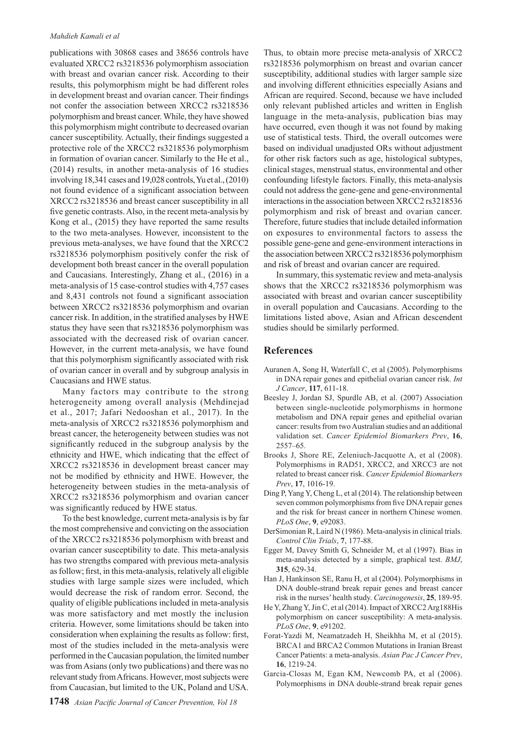publications with 30868 cases and 38656 controls have evaluated XRCC2 rs3218536 polymorphism association with breast and ovarian cancer risk. According to their results, this polymorphism might be had different roles in development breast and ovarian cancer. Their findings not confer the association between XRCC2 rs3218536 polymorphism and breast cancer. While, they have showed this polymorphism might contribute to decreased ovarian cancer susceptibility. Actually, their findings suggested a protective role of the XRCC2 rs3218536 polymorphism in formation of ovarian cancer. Similarly to the He et al., (2014) results, in another meta-analysis of 16 studies involving 18,341 cases and 19,028 controls, Yu et al., (2010) not found evidence of a significant association between XRCC2 rs3218536 and breast cancer susceptibility in all five genetic contrasts. Also, in the recent meta-analysis by Kong et al., (2015) they have reported the same results to the two meta-analyses. However, inconsistent to the previous meta-analyses, we have found that the XRCC2 rs3218536 polymorphism positively confer the risk of development both breast cancer in the overall population and Caucasians. Interestingly, Zhang et al., (2016) in a meta-analysis of 15 case-control studies with 4,757 cases and 8,431 controls not found a significant association between XRCC2 rs3218536 polymorphism and ovarian cancer risk. In addition, in the stratified analyses by HWE status they have seen that rs3218536 polymorphism was associated with the decreased risk of ovarian cancer. However, in the current meta-analysis, we have found that this polymorphism significantly associated with risk of ovarian cancer in overall and by subgroup analysis in Caucasians and HWE status.

Many factors may contribute to the strong heterogeneity among overall analysis (Mehdinejad et al., 2017; Jafari Nedooshan et al., 2017). In the meta-analysis of XRCC2 rs3218536 polymorphism and breast cancer, the heterogeneity between studies was not significantly reduced in the subgroup analysis by the ethnicity and HWE, which indicating that the effect of XRCC2 rs3218536 in development breast cancer may not be modified by ethnicity and HWE. However, the heterogeneity between studies in the meta-analysis of XRCC2 rs3218536 polymorphism and ovarian cancer was significantly reduced by HWE status.

To the best knowledge, current meta-analysis is by far the most comprehensive and convicting on the association of the XRCC2 rs3218536 polymorphism with breast and ovarian cancer susceptibility to date. This meta-analysis has two strengths compared with previous meta-analysis as follow; first, in this meta-analysis, relatively all eligible studies with large sample sizes were included, which would decrease the risk of random error. Second, the quality of eligible publications included in meta-analysis was more satisfactory and met mostly the inclusion criteria. However, some limitations should be taken into consideration when explaining the results as follow: first, most of the studies included in the meta-analysis were performed in the Caucasian population, the limited number was from Asians (only two publications) and there was no relevant study from Africans. However, most subjects were from Caucasian, but limited to the UK, Poland and USA. Thus, to obtain more precise meta-analysis of XRCC2 rs3218536 polymorphism on breast and ovarian cancer susceptibility, additional studies with larger sample size and involving different ethnicities especially Asians and African are required. Second, because we have included only relevant published articles and written in English language in the meta-analysis, publication bias may have occurred, even though it was not found by making use of statistical tests. Third, the overall outcomes were based on individual unadjusted ORs without adjustment for other risk factors such as age, histological subtypes, clinical stages, menstrual status, environmental and other confounding lifestyle factors. Finally, this meta-analysis could not address the gene-gene and gene-environmental interactions in the association between XRCC2 rs3218536 polymorphism and risk of breast and ovarian cancer. Therefore, future studies that include detailed information on exposures to environmental factors to assess the possible gene-gene and gene-environment interactions in the association between XRCC2 rs3218536 polymorphism and risk of breast and ovarian cancer are required.

In summary, this systematic review and meta-analysis shows that the XRCC2 rs3218536 polymorphism was associated with breast and ovarian cancer susceptibility in overall population and Caucasians. According to the limitations listed above, Asian and African descendent studies should be similarly performed.

## References

- Auranen A, Song H, Waterfall C, et al (2005). Polymorphisms in DNA repair genes and epithelial ovarian cancer risk. *Int J Cancer*, **117**, 611-18.
- Beesley J, Jordan SJ, Spurdle AB, et al. (2007) Association between single-nucleotide polymorphisms in hormone metabolism and DNA repair genes and epithelial ovarian cancer: results from two Australian studies and an additional validation set. *Cancer Epidemiol Biomarkers Prev*, **16**, 2557–65.
- Brooks J, Shore RE, Zeleniuch-Jacquotte A, et al (2008). Polymorphisms in RAD51, XRCC2, and XRCC3 are not related to breast cancer risk. *Cancer Epidemiol Biomarkers Prev*, **17**, 1016-19.
- Ding P, Yang Y, Cheng L, et al (2014). The relationship between seven common polymorphisms from five DNA repair genes and the risk for breast cancer in northern Chinese women. *PLoS One*, **9**, e92083.
- DerSimonian R, Laird N (1986). Meta-analysis in clinical trials. *Control Clin Trials*, **7**, 177-88.
- Egger M, Davey Smith G, Schneider M, et al (1997). Bias in meta-analysis detected by a simple, graphical test. *BMJ*, **315**, 629-34.
- Han J, Hankinson SE, Ranu H, et al (2004). Polymorphisms in DNA double-strand break repair genes and breast cancer risk in the nurses' health study. *Carcinogenesis*, **25**, 189-95.
- He Y, Zhang Y, Jin C, et al (2014). Impact of XRCC2 Arg188His polymorphism on cancer susceptibility: A meta-analysis. *PLoS One*, **9**, e91202.
- Forat-Yazdi M, Neamatzadeh H, Sheikhha M, et al (2015). BRCA1 and BRCA2 Common Mutations in Iranian Breast Cancer Patients: a meta-analysis. *Asian Pac J Cancer Prev*, **16**, 1219-24.
- Garcia-Closas M, Egan KM, Newcomb PA, et al (2006). Polymorphisms in DNA double-strand break repair genes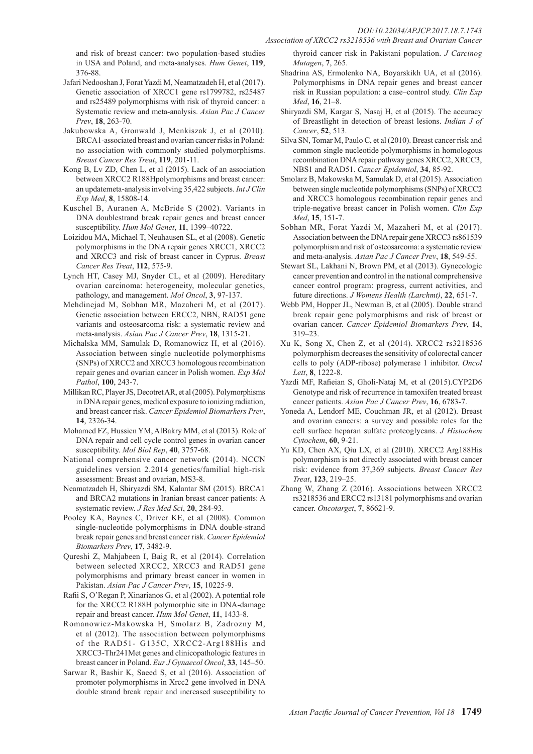and risk of breast cancer: two population-based studies in USA and Poland, and meta-analyses. *Hum Genet*, **119**, 376-88.

Jafari Nedooshan J, Forat Yazdi M, Neamatzadeh H, et al (2017). Genetic association of XRCC1 gene rs1799782, rs25487 and rs25489 polymorphisms with risk of thyroid cancer: a Systematic review and meta-analysis. *Asian Pac J Cancer Prev*, **18**, 263-70.

Jakubowska A, Gronwald J, Menkiszak J, et al (2010). BRCA1-associated breast and ovarian cancer risks in Poland: no association with commonly studied polymorphisms. *Breast Cancer Res Treat*, **119**, 201-11.

Kong B, Lv ZD, Chen L, et al (2015). Lack of an association between XRCC2 R188Hpolymorphisms and breast cancer: an updatemeta-analysis involving 35,422 subjects. *Int J Clin Exp Med*, **8**, 15808-14.

Kuschel B, Auranen A, McBride S (2002). Variants in DNA doublestrand break repair genes and breast cancer susceptibility. *Hum Mol Genet*, **11**, 1399–40722.

Loizidou MA, Michael T, Neuhausen SL, et al (2008). Genetic polymorphisms in the DNA repair genes XRCC1, XRCC2 and XRCC3 and risk of breast cancer in Cyprus. *Breast Cancer Res Treat*, **112**, 575-9.

Lynch HT, Casey MJ, Snyder CL, et al (2009). Hereditary ovarian carcinoma: heterogeneity, molecular genetics, pathology, and management. *Mol Oncol*, **3**, 97-137.

Mehdinejad M, Sobhan MR, Mazaheri M, et al (2017). Genetic association between ERCC2, NBN, RAD51 gene variants and osteosarcoma risk: a systematic review and meta-analysis. *Asian Pac J Cancer Prev*, **18**, 1315-21.

Michalska MM, Samulak D, Romanowicz H, et al (2016). Association between single nucleotide polymorphisms (SNPs) of XRCC2 and XRCC3 homologous recombination repair genes and ovarian cancer in Polish women. *Exp Mol Pathol*, **100**, 243-7.

Millikan RC, Player JS, Decotret AR, et al (2005). Polymorphisms in DNA repair genes, medical exposure to ionizing radiation, and breast cancer risk. *Cancer Epidemiol Biomarkers Prev*, **14**, 2326-34.

Mohamed FZ, Hussien YM, AlBakry MM, et al (2013). Role of DNA repair and cell cycle control genes in ovarian cancer susceptibility. *Mol Biol Rep*, **40**, 3757-68.

National comprehensive cancer network (2014). NCCN guidelines version 2.2014 genetics/familial high-risk assessment: Breast and ovarian, MS3-8.

Neamatzadeh H, Shiryazdi SM, Kalantar SM (2015). BRCA1 and BRCA2 mutations in Iranian breast cancer patients: A systematic review. *J Res Med Sci*, **20**, 284-93.

Pooley KA, Baynes C, Driver KE, et al (2008). Common single-nucleotide polymorphisms in DNA double-strand break repair genes and breast cancer risk. *Cancer Epidemiol Biomarkers Prev*, **17**, 3482-9.

Qureshi Z, Mahjabeen I, Baig R, et al (2014). Correlation between selected XRCC2, XRCC3 and RAD51 gene polymorphisms and primary breast cancer in women in Pakistan. *Asian Pac J Cancer Prev*, **15**, 10225-9.

Rafii S, O'Regan P, Xinarianos G, et al (2002). A potential role for the XRCC2 R188H polymorphic site in DNA-damage repair and breast cancer. *Hum Mol Genet*, **11**, 1433-8.

Romanowicz-Makowska H, Smolarz B, Zadrozny M, et al (2012). The association between polymorphisms of the RAD51- G135C, XRCC2-Arg188His and XRCC3-Thr241Met genes and clinicopathologic features in breast cancer in Poland. *Eur J Gynaecol Oncol*, **33**, 145–50.

Sarwar R, Bashir K, Saeed S, et al (2016). Association of promoter polymorphisms in Xrcc2 gene involved in DNA double strand break repair and increased susceptibility to thyroid cancer risk in Pakistani population. *J Carcinog Mutagen*, **7**, 265.

Shadrina AS, Ermolenko NA, Boyarskikh UA, et al (2016). Polymorphisms in DNA repair genes and breast cancer risk in Russian population: a case–control study. *Clin Exp Med*, **16**, 21–8.

Shiryazdi SM, Kargar S, Nasaj H, et al (2015). The accuracy of Breastlight in detection of breast lesions. *Indian J of Cancer*, **52**, 513.

Silva SN, Tomar M, Paulo C, et al (2010). Breast cancer risk and common single nucleotide polymorphisms in homologous recombination DNA repair pathway genes XRCC2, XRCC3, NBS1 and RAD51. *Cancer Epidemiol*, **34**, 85-92.

Smolarz B, Makowska M, Samulak D, et al (2015). Association between single nucleotide polymorphisms (SNPs) of XRCC2 and XRCC3 homologous recombination repair genes and triple-negative breast cancer in Polish women. *Clin Exp Med*, **15**, 151-7.

Sobhan MR, Forat Yazdi M, Mazaheri M, et al (2017). Association between the DNA repair gene XRCC3 rs861539 polymorphism and risk of osteosarcoma: a systematic review and meta-analysis. *Asian Pac J Cancer Prev*, **18**, 549-55.

Stewart SL, Lakhani N, Brown PM, et al (2013). Gynecologic cancer prevention and control in the national comprehensive cancer control program: progress, current activities, and future directions. *J Womens Health (Larchmt)*, **22**, 651-7.

Webb PM, Hopper JL, Newman B, et al (2005). Double strand break repair gene polymorphisms and risk of breast or ovarian cancer. *Cancer Epidemiol Biomarkers Prev*, **14**, 319–23.

Xu K, Song X, Chen Z, et al (2014). XRCC2 rs3218536 polymorphism decreases the sensitivity of colorectal cancer cells to poly (ADP-ribose) polymerase 1 inhibitor. *Oncol Lett*, **8**, 1222-8.

Yazdi MF, Rafieian S, Gholi-Nataj M, et al (2015).CYP2D6 Genotype and risk of recurrence in tamoxifen treated breast cancer patients. *Asian Pac J Cancer Prev*, **16**, 6783-7.

Yoneda A, Lendorf ME, Couchman JR, et al (2012). Breast and ovarian cancers: a survey and possible roles for the cell surface heparan sulfate proteoglycans. *J Histochem Cytochem*, **60**, 9-21.

Yu KD, Chen AX, Qiu LX, et al (2010). XRCC2 Arg188His polymorphism is not directly associated with breast cancer risk: evidence from 37,369 subjects. *Breast Cancer Res Treat*, **123**, 219–25.

Zhang W, Zhang Z (2016). Associations between XRCC2 rs3218536 and ERCC2 rs13181 polymorphisms and ovarian cancer. *Oncotarget*, **7**, 86621-9.